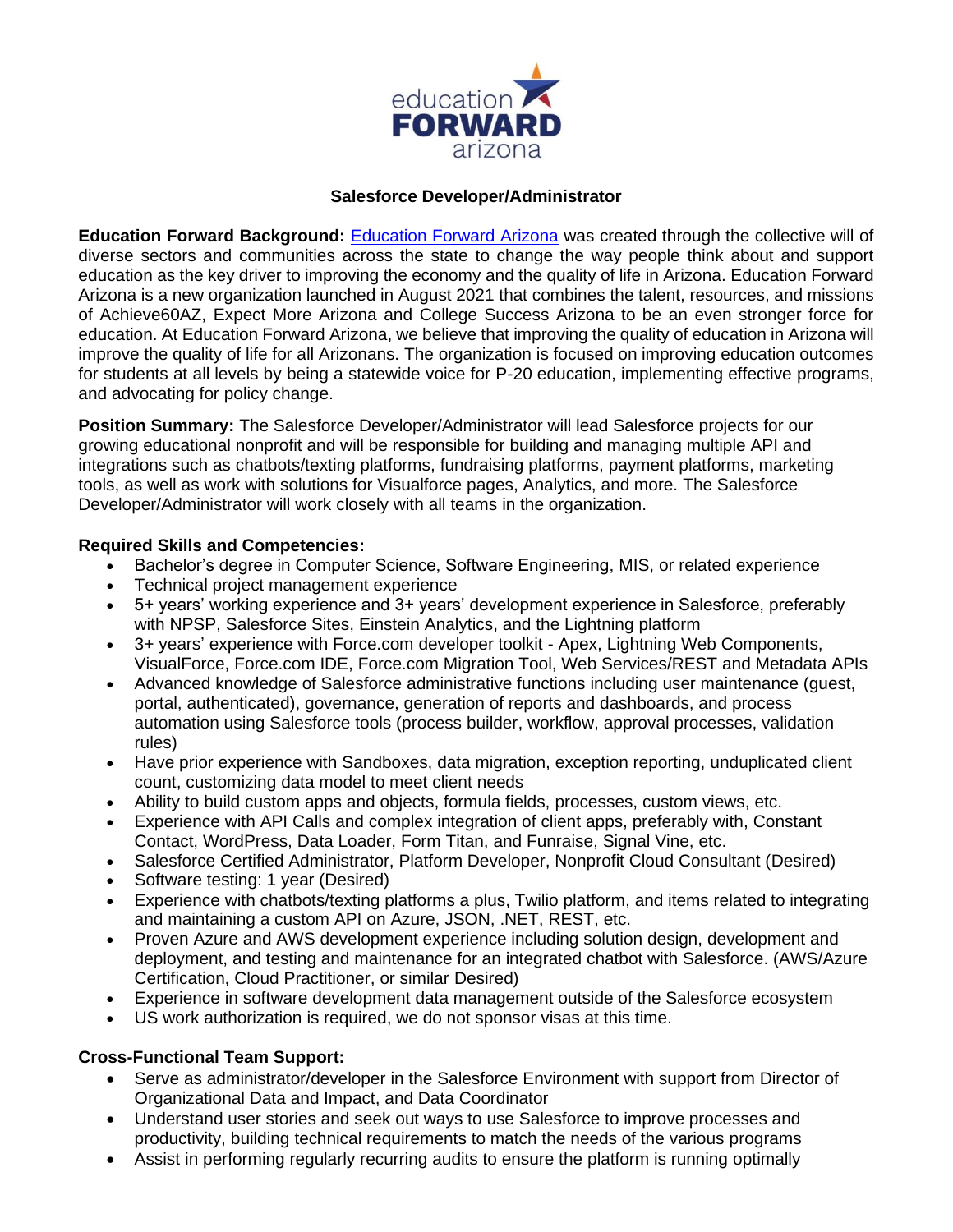education FORWARD arizona

# Salesforce Developer/Administrator

**Education Forward Background:** Education Forward Arizona was created through the collective will of diverse sectors and communities across the state to change the way people think about and support education as the key driver to improving the economy and the quality of life in Arizona. Education Forward Arizona is a new organization launched in August 2021 that combines the talent, resources, and missions of Achieve60AZ, Expect More Arizona and College Success Arizona to be an even stronger force for education. At Education Forward Arizona, we believe that improving the quality of education in Arizona will improve the quality of life for all Arizonans. The organization is focused on improving education outcomes for students at all levels by being a statewide voice for P-20 education, implementing effective programs, and advocating for policy change.

**Position Summary:** The Salesforce Developer/Administrator will lead Salesforce projects for our growing educational nonprofit and will be responsible for building and managing multiple API and integrations such as chatbots/texting platforms, fundraising platforms, payment platforms, marketing tools, as well as work with solutions for Visualforce pages, Analytics, and more. The Salesforce Developer/Administrator will work closely with all teams in the organization.

**Required Skills and Competencies:**

- Bachelor's degree in Computer Science, Software Engineering, MIS, or related experience
- Technical project management experience
- 5+ years' working experience and 3+ years' development experience in Salesforce, preferably with NPSP, Salesforce Sites, Einstein Analytics, and the Lightning platform
- 3+ years' experience with Force.com developer toolkit - Apex, Lightning Web Components, VisualForce, Force.com IDE, Force.com Migration Tool, Web Services/REST and Metadata APIs
- Advanced knowledge of Salesforce administrative functions including user maintenance (guest, portal, authenticated), governance, generation of reports and dashboards, and process automation using Salesforce tools (process builder, workflow, approval processes, validation rules)
- Have prior experience with Sandboxes, data migration, exception reporting, unduplicated client count, customizing data model to meet client needs
- Ability to build custom apps and objects, formula fields, processes, custom views, etc.
- Experience with API Calls and complex integration of client apps, preferably with, Constant Contact, WordPress, Data Loader, Form Titan, and Funraise, Signal Vine, etc.
- Salesforce Certified Administrator, Platform Developer, Nonprofit Cloud Consultant (Desired)
- Software testing: 1 year (Desired)
- Experience with chatbots/texting platforms a plus, Twilio platform, and items related to integrating and maintaining a custom API on Azure, JSON, .NET, REST, etc.
- Proven Azure and AWS development experience including solution design, development and deployment, and testing and maintenance for an integrated chatbot with Salesforce. (AWS/Azure Certification, Cloud Practitioner, or similar Desired)
- Experience in software development data management outside of the Salesforce ecosystem
- US work authorization is required, we do not sponsor visas at this time.

**Cross-Functional Team Support:**

- Serve as administrator/developer in the Salesforce Environment with support from Director of Organizational Data and Impact, and Data Coordinator
- Understand user stories and seek out ways to use Salesforce to improve processes and productivity, building technical requirements to match the needs of the various programs
- Assist in performing regularly recurring audits to ensure the platform is running optimally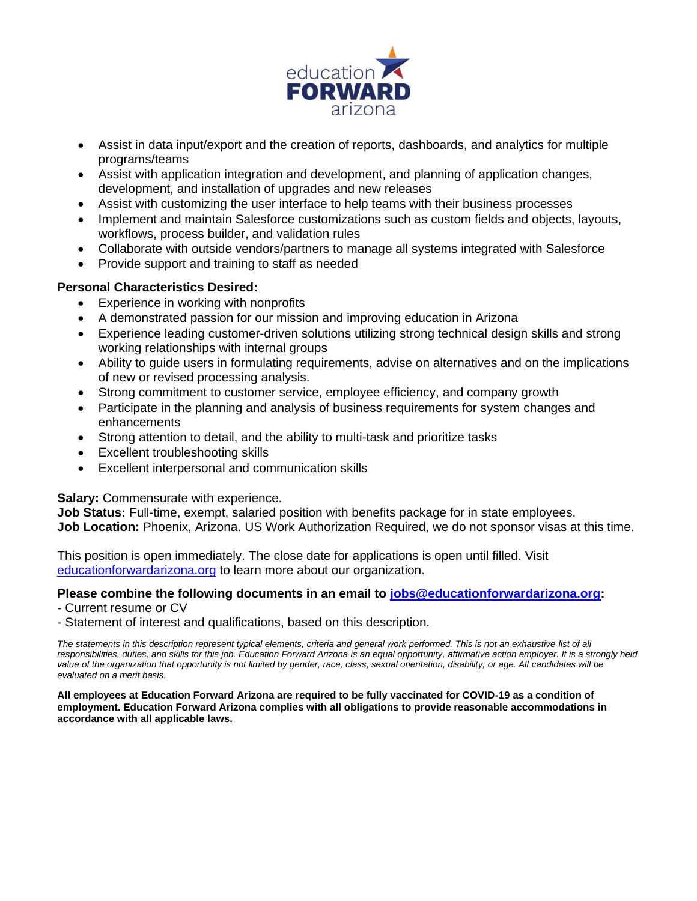- Assist in data input/export and the creation of reports, dashboards, and analytics for multiple programs/teams
- Assist with application integration and development, and planning of application changes, development, and installation of upgrades and new releases
- Assist with customizing the user interface to help teams with their business processes
- Implement and maintain Salesforce customizations such as custom fields and objects, layouts, workflows, process builder, and validation rules
- Collaborate with outside vendors/partners to manage all systems integrated with Salesforce
- Provide support and training to staff as needed

**Personal Characteristics Desired:**

- Experience in working with nonprofits
- A demonstrated passion for our mission and improving education in Arizona
- Experience leading customer-driven solutions utilizing strong technical design skills and strong working relationships with internal groups
- Ability to guide users in formulating requirements, advise on alternatives and on the implications of new or revised processing analysis.
- Strong commitment to customer service, employee efficiency, and company growth
- Participate in the planning and analysis of business requirements for system changes and enhancements
- Strong attention to detail, and the ability to multi-task and prioritize tasks
- Excellent troubleshooting skills
- Excellent interpersonal and communication skills

**Salary:** Commensurate with experience.
**Job Status:** Full-time, exempt, salaried position with benefits package for in state employees.
**Job Location:** Phoenix, Arizona. US Work Authorization Required, we do not sponsor visas at this time.

This position is open immediately. The close date for applications is open until filled. Visit [educationforwardarizona.org](educationforwardarizona.org) to learn more about our organization.

**Please combine the following documents in an email to [jobs@educationforwardarizona.org](mailto:jobs@educationforwardarizona.org):**

- Current resume or CV
- Statement of interest and qualifications, based on this description.

*The statements in this description represent typical elements, criteria and general work performed. This is not an exhaustive list of all responsibilities, duties, and skills for this job. Education Forward Arizona is an equal opportunity, affirmative action employer. It is a strongly held value of the organization that opportunity is not limited by gender, race, class, sexual orientation, disability, or age. All candidates will be evaluated on a merit basis.*

**All employees at Education Forward Arizona are required to be fully vaccinated for COVID-19 as a condition of employment. Education Forward Arizona complies with all obligations to provide reasonable accommodations in accordance with all applicable laws.**